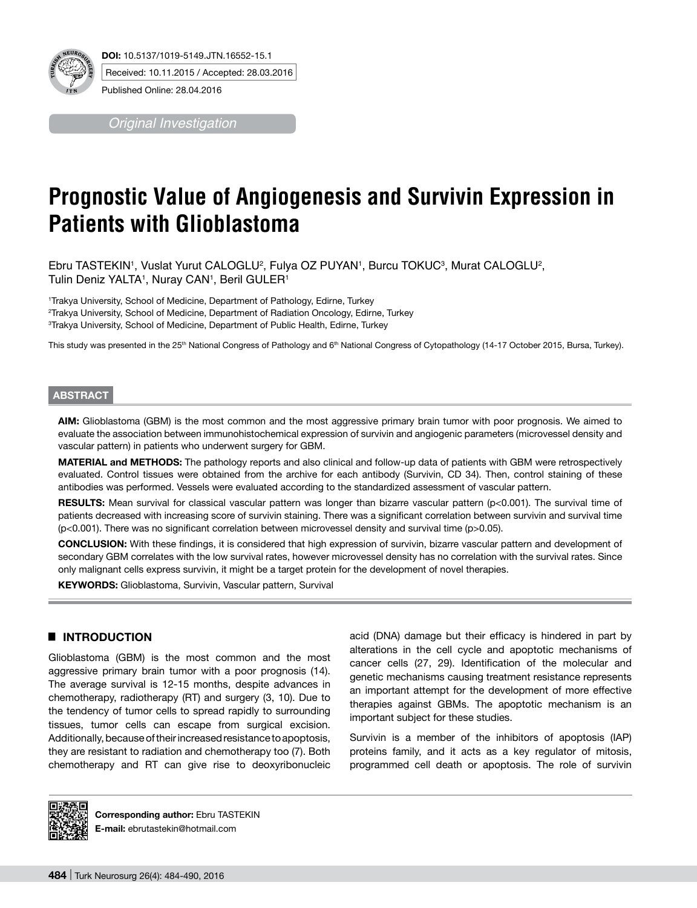**DOI:** 10.5137/1019-5149.JTN.16552-15.1

Received: 10.11.2015 / Accepted: 28.03.2016

Published Online: 28.04.2016

*Original Investigation*

# Prognostic Value of Angiogenesis and Survivin Expression in Patients with Glioblastoma

Ebru TASTEKIN[1], Vuslat Yurut CALOGLU[2], Fulya OZ PUYAN[1], Burcu TOKUC[3], Murat CALOGLU[2], Tulin Deniz YALTA[1], Nuray CAN[1], Beril GULER[1]

[1]Trakya University, School of Medicine, Department of Pathology, Edirne, Turkey

[2]Trakya University, School of Medicine, Department of Radiation Oncology, Edirne, Turkey

[3]Trakya University, School of Medicine, Department of Public Health, Edirne, Turkey

This study was presented in the 25th National Congress of Pathology and 6th National Congress of Cytopathology (14-17 October 2015, Bursa, Turkey).

## ABSTRACT

**AIM:** Glioblastoma (GBM) is the most common and the most aggressive primary brain tumor with poor prognosis. We aimed to evaluate the association between immunohistochemical expression of survivin and angiogenic parameters (microvessel density and vascular pattern) in patients who underwent surgery for GBM.

**MATERIAL and METHODS:** The pathology reports and also clinical and follow-up data of patients with GBM were retrospectively evaluated. Control tissues were obtained from the archive for each antibody (Survivin, CD 34). Then, control staining of these antibodies was performed. Vessels were evaluated according to the standardized assessment of vascular pattern.

**RESULTS:** Mean survival for classical vascular pattern was longer than bizarre vascular pattern ($p<0.001$). The survival time of patients decreased with increasing score of survivin staining. There was a significant correlation between survivin and survival time ($p<0.001$). There was no significant correlation between microvessel density and survival time ($p>0.05$).

**CONCLUSION:** With these findings, it is considered that high expression of survivin, bizarre vascular pattern and development of secondary GBM correlates with the low survival rates, however microvessel density has no correlation with the survival rates. Since only malignant cells express survivin, it might be a target protein for the development of novel therapies.

**KEYWORDS:** Glioblastoma, Survivin, Vascular pattern, Survival

## INTRODUCTION

Glioblastoma (GBM) is the most common and the most aggressive primary brain tumor with a poor prognosis (14). The average survival is 12-15 months, despite advances in chemotherapy, radiotherapy (RT) and surgery (3, 10). Due to the tendency of tumor cells to spread rapidly to surrounding tissues, tumor cells can escape from surgical excision. Additionally, because of their increased resistance to apoptosis, they are resistant to radiation and chemotherapy too (7). Both chemotherapy and RT can give rise to deoxyribonucleic acid (DNA) damage but their efficacy is hindered in part by alterations in the cell cycle and apoptotic mechanisms of cancer cells (27, 29). Identification of the molecular and genetic mechanisms causing treatment resistance represents an important attempt for the development of more effective therapies against GBMs. The apoptotic mechanism is an important subject for these studies.

Survivin is a member of the inhibitors of apoptosis (IAP) proteins family, and it acts as a key regulator of mitosis, programmed cell death or apoptosis. The role of survivin

**Corresponding author:** Ebru TASTEKIN
**E-mail:** ebrutastekin@hotmail.com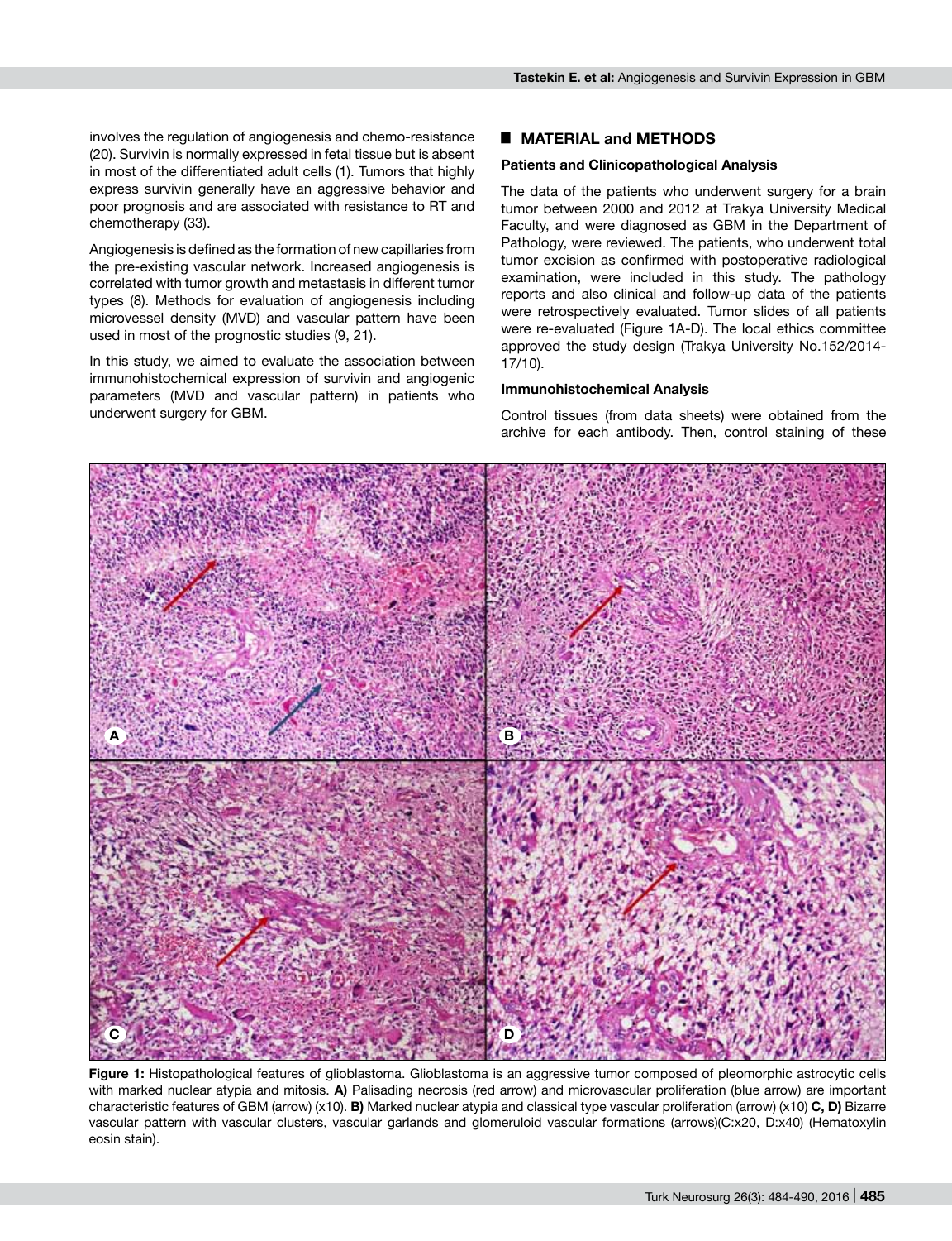involves the regulation of angiogenesis and chemo-resistance (20). Survivin is normally expressed in fetal tissue but is absent in most of the differentiated adult cells (1). Tumors that highly express survivin generally have an aggressive behavior and poor prognosis and are associated with resistance to RT and chemotherapy (33).

Angiogenesis is defined as the formation of new capillaries from the pre-existing vascular network. Increased angiogenesis is correlated with tumor growth and metastasis in different tumor types (8). Methods for evaluation of angiogenesis including microvessel density (MVD) and vascular pattern have been used in most of the prognostic studies (9, 21).

In this study, we aimed to evaluate the association between immunohistochemical expression of survivin and angiogenic parameters (MVD and vascular pattern) in patients who underwent surgery for GBM.

## MATERIAL and METHODS

### Patients and Clinicopathological Analysis

The data of the patients who underwent surgery for a brain tumor between 2000 and 2012 at Trakya University Medical Faculty, and were diagnosed as GBM in the Department of Pathology, were reviewed. The patients, who underwent total tumor excision as confirmed with postoperative radiological examination, were included in this study. The pathology reports and also clinical and follow-up data of the patients were retrospectively evaluated. Tumor slides of all patients were re-evaluated (Figure 1A-D). The local ethics committee approved the study design (Trakya University No.152/2014-17/10).

### Immunohistochemical Analysis

Control tissues (from data sheets) were obtained from the archive for each antibody. Then, control staining of these

**Figure 1:** Histopathological features of glioblastoma. Glioblastoma is an aggressive tumor composed of pleomorphic astrocytic cells with marked nuclear atypia and mitosis. **A)** Palisading necrosis (red arrow) and microvascular proliferation (blue arrow) are important characteristic features of GBM (arrow) (x10). **B)** Marked nuclear atypia and classical type vascular proliferation (arrow) (x10) **C, D)** Bizarre vascular pattern with vascular clusters, vascular garlands and glomeruloid vascular formations (arrows)(C:x20, D:x40) (Hematoxylin eosin stain).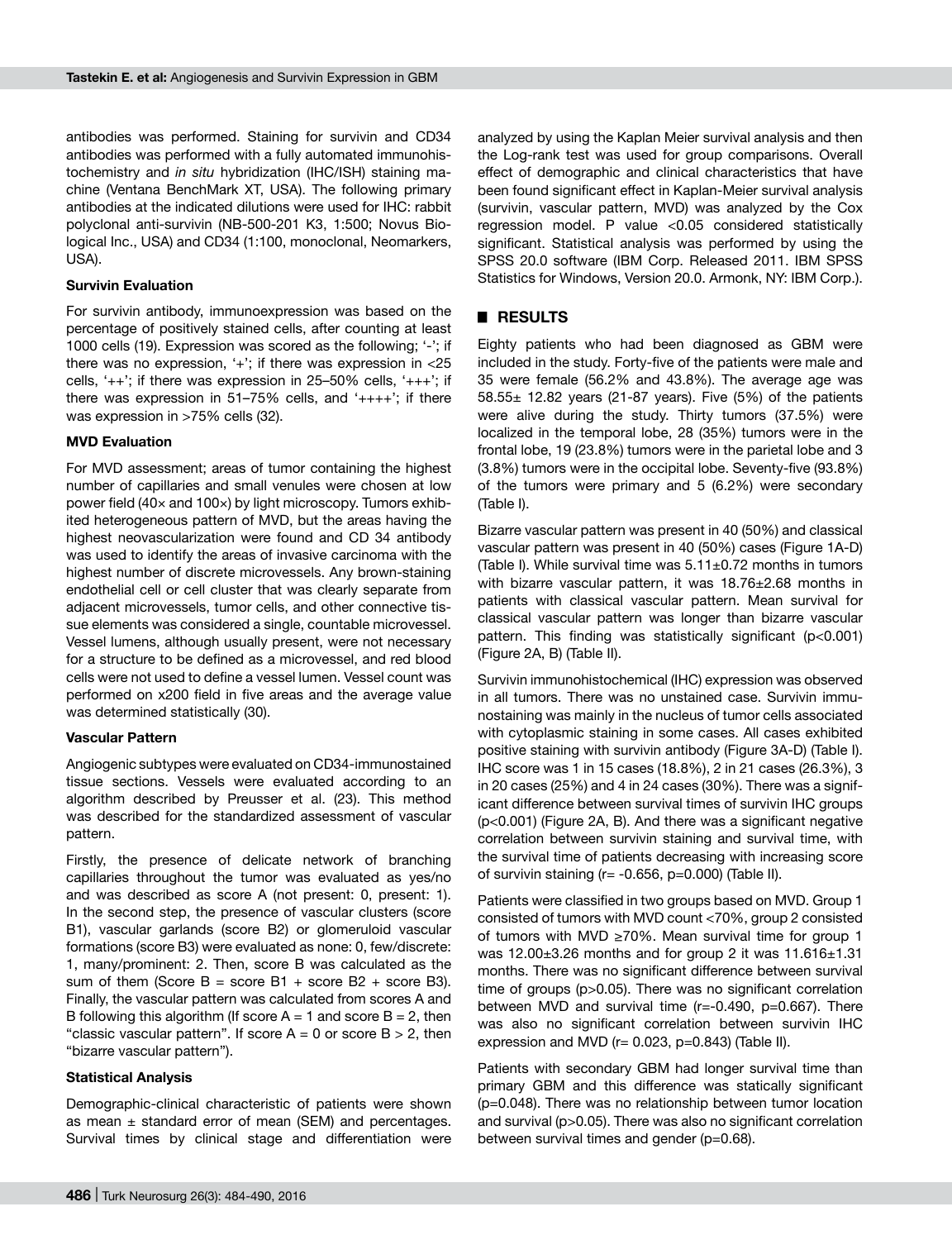antibodies was performed. Staining for survivin and CD34 antibodies was performed with a fully automated immunohistochemistry and *in situ* hybridization (IHC/ISH) staining machine (Ventana BenchMark XT, USA). The following primary antibodies at the indicated dilutions were used for IHC: rabbit polyclonal anti-survivin (NB-500-201 K3, 1:500; Novus Biological Inc., USA) and CD34 (1:100, monoclonal, Neomarkers, USA).

#### Survivin Evaluation

For survivin antibody, immunoexpression was based on the percentage of positively stained cells, after counting at least 1000 cells (19). Expression was scored as the following; '-'; if there was no expression, '+'; if there was expression in <25 cells, '++'; if there was expression in 25–50% cells, '+++'; if there was expression in 51–75% cells, and '++++'; if there was expression in >75% cells (32).

#### MVD Evaluation

For MVD assessment; areas of tumor containing the highest number of capillaries and small venules were chosen at low power field (40× and 100×) by light microscopy. Tumors exhibited heterogeneous pattern of MVD, but the areas having the highest neovascularization were found and CD 34 antibody was used to identify the areas of invasive carcinoma with the highest number of discrete microvessels. Any brown-staining endothelial cell or cell cluster that was clearly separate from adjacent microvessels, tumor cells, and other connective tissue elements was considered a single, countable microvessel. Vessel lumens, although usually present, were not necessary for a structure to be defined as a microvessel, and red blood cells were not used to define a vessel lumen. Vessel count was performed on x200 field in five areas and the average value was determined statistically (30).

#### Vascular Pattern

Angiogenic subtypes were evaluated on CD34-immunostained tissue sections. Vessels were evaluated according to an algorithm described by Preusser et al. (23). This method was described for the standardized assessment of vascular pattern.

Firstly, the presence of delicate network of branching capillaries throughout the tumor was evaluated as yes/no and was described as score A (not present: 0, present: 1). In the second step, the presence of vascular clusters (score B1), vascular garlands (score B2) or glomeruloid vascular formations (score B3) were evaluated as none: 0, few/discrete: 1, many/prominent: 2. Then, score B was calculated as the sum of them (Score B = score B1 + score B2 + score B3). Finally, the vascular pattern was calculated from scores A and B following this algorithm (If score A = 1 and score B = 2, then "classic vascular pattern". If score A = 0 or score B > 2, then "bizarre vascular pattern").

#### Statistical Analysis

Demographic-clinical characteristic of patients were shown as mean ± standard error of mean (SEM) and percentages. Survival times by clinical stage and differentiation were analyzed by using the Kaplan Meier survival analysis and then the Log-rank test was used for group comparisons. Overall effect of demographic and clinical characteristics that have been found significant effect in Kaplan-Meier survival analysis (survivin, vascular pattern, MVD) was analyzed by the Cox regression model. P value <0.05 considered statistically significant. Statistical analysis was performed by using the SPSS 20.0 software (IBM Corp. Released 2011. IBM SPSS Statistics for Windows, Version 20.0. Armonk, NY: IBM Corp.).

## RESULTS

Eighty patients who had been diagnosed as GBM were included in the study. Forty-five of the patients were male and 35 were female (56.2% and 43.8%). The average age was 58.55± 12.82 years (21-87 years). Five (5%) of the patients were alive during the study. Thirty tumors (37.5%) were localized in the temporal lobe, 28 (35%) tumors were in the frontal lobe, 19 (23.8%) tumors were in the parietal lobe and 3 (3.8%) tumors were in the occipital lobe. Seventy-five (93.8%) of the tumors were primary and 5 (6.2%) were secondary (Table I).

Bizarre vascular pattern was present in 40 (50%) and classical vascular pattern was present in 40 (50%) cases (Figure 1A-D) (Table I). While survival time was 5.11±0.72 months in tumors with bizarre vascular pattern, it was 18.76±2.68 months in patients with classical vascular pattern. Mean survival for classical vascular pattern was longer than bizarre vascular pattern. This finding was statistically significant ($p<0.001$) (Figure 2A, B) (Table II).

Survivin immunohistochemical (IHC) expression was observed in all tumors. There was no unstained case. Survivin immunostaining was mainly in the nucleus of tumor cells associated with cytoplasmic staining in some cases. All cases exhibited positive staining with survivin antibody (Figure 3A-D) (Table I). IHC score was 1 in 15 cases (18.8%), 2 in 21 cases (26.3%), 3 in 20 cases (25%) and 4 in 24 cases (30%). There was a significant difference between survival times of survivin IHC groups ($p<0.001$) (Figure 2A, B). And there was a significant negative correlation between survivin staining and survival time, with the survival time of patients decreasing with increasing score of survivin staining ($r= -0.656$, $p=0.000$) (Table II).

Patients were classified in two groups based on MVD. Group 1 consisted of tumors with MVD count <70%, group 2 consisted of tumors with MVD ≥70%. Mean survival time for group 1 was 12.00±3.26 months and for group 2 it was 11.616±1.31 months. There was no significant difference between survival time of groups ($p>0.05$). There was no significant correlation between MVD and survival time ($r=-0.490$, $p=0.667$). There was also no significant correlation between survivin IHC expression and MVD ($r= 0.023$, $p=0.843$) (Table II).

Patients with secondary GBM had longer survival time than primary GBM and this difference was statically significant ($p=0.048$). There was no relationship between tumor location and survival ($p>0.05$). There was also no significant correlation between survival times and gender ($p=0.68$).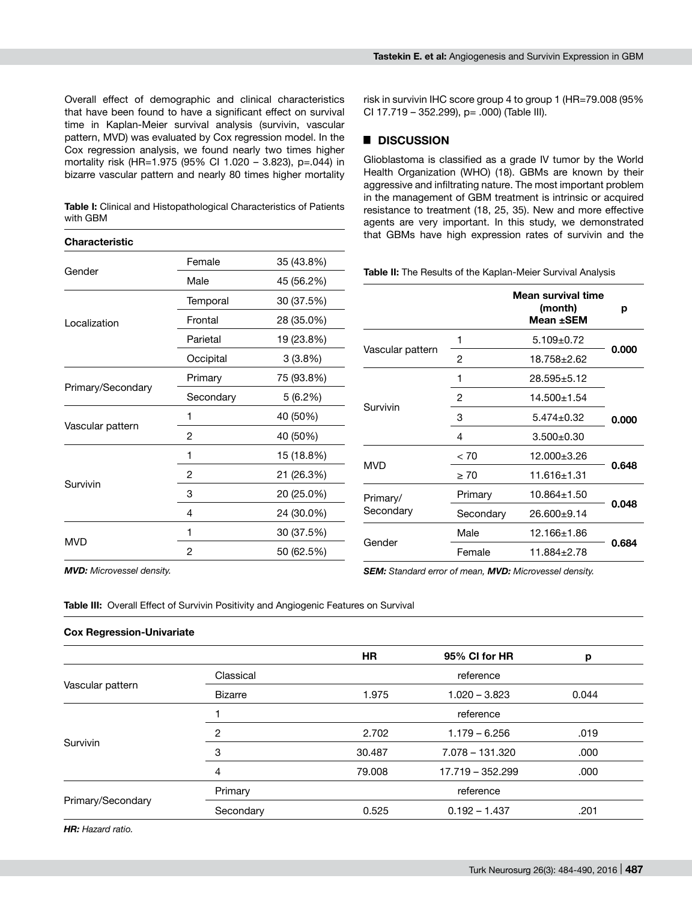Overall effect of demographic and clinical characteristics that have been found to have a significant effect on survival time in Kaplan-Meier survival analysis (survivin, vascular pattern, MVD) was evaluated by Cox regression model. In the Cox regression analysis, we found nearly two times higher mortality risk (HR=1.975 (95% CI 1.020 – 3.823), p=.044) in bizarre vascular pattern and nearly 80 times higher mortality risk in survivin IHC score group 4 to group 1 (HR=79.008 (95% CI 17.719 – 352.299), p= .000) (Table III).

**Table I:** Clinical and Histopathological Characteristics of Patients with GBM

| **Characteristic** | | |
|---|---|---|
| Gender | Female | 35 (43.8%) |
| | Male | 45 (56.2%) |
| Localization | Temporal | 30 (37.5%) |
| | Frontal | 28 (35.0%) |
| | Parietal | 19 (23.8%) |
| | Occipital | 3 (3.8%) |
| Primary/Secondary | Primary | 75 (93.8%) |
| | Secondary | 5 (6.2%) |
| Vascular pattern | 1 | 40 (50%) |
| | 2 | 40 (50%) |
| Survivin | 1 | 15 (18.8%) |
| | 2 | 21 (26.3%) |
| | 3 | 20 (25.0%) |
| | 4 | 24 (30.0%) |
| MVD | 1 | 30 (37.5%) |
| | 2 | 50 (62.5%) |

***MVD:** Microvessel density.*

## ■ DISCUSSION

Glioblastoma is classified as a grade IV tumor by the World Health Organization (WHO) (18). GBMs are known by their aggressive and infiltrating nature. The most important problem in the management of GBM treatment is intrinsic or acquired resistance to treatment (18, 25, 35). New and more effective agents are very important. In this study, we demonstrated that GBMs have high expression rates of survivin and the

**Table II:** The Results of the Kaplan-Meier Survival Analysis

| | | **Mean survival time (month) Mean ±SEM** | **p** |
|---|---|---|---|
| Vascular pattern | 1 | 5.109±0.72 | **0.000** |
| | 2 | 18.758±2.62 | |
| Survivin | 1 | 28.595±5.12 | **0.000** |
| | 2 | 14.500±1.54 | |
| | 3 | 5.474±0.32 | |
| | 4 | 3.500±0.30 | |
| MVD | < 70 | 12.000±3.26 | **0.648** |
| | ≥ 70 | 11.616±1.31 | |
| Primary/ Secondary | Primary | 10.864±1.50 | **0.048** |
| | Secondary | 26.600±9.14 | |
| Gender | Male | 12.166±1.86 | **0.684** |
| | Female | 11.884±2.78 | |

***SEM:** Standard error of mean, **MVD:** Microvessel density.*

**Table III:** Overall Effect of Survivin Positivity and Angiogenic Features on Survival

**Cox Regression-Univariate**

| | | **HR** | **95% CI for HR** | **p** |
|---|---|---|---|---|
| Vascular pattern | Classical | | reference | |
| | Bizarre | 1.975 | 1.020 – 3.823 | 0.044 |
| Survivin | 1 | | reference | |
| | 2 | 2.702 | 1.179 – 6.256 | .019 |
| | 3 | 30.487 | 7.078 – 131.320 | .000 |
| | 4 | 79.008 | 17.719 – 352.299 | .000 |
| Primary/Secondary | Primary | | reference | |
| | Secondary | 0.525 | 0.192 – 1.437 | .201 |

***HR:** Hazard ratio.*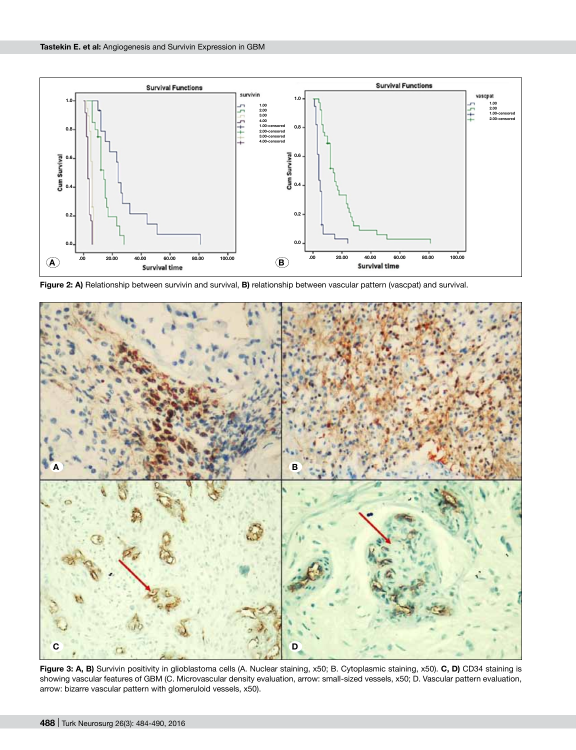**Figure 2: A)** Relationship between survivin and survival, **B)** relationship between vascular pattern (vascpat) and survival.

**Figure 3: A, B)** Survivin positivity in glioblastoma cells (A. Nuclear staining, x50; B. Cytoplasmic staining, x50). **C, D)** CD34 staining is showing vascular features of GBM (C. Microvascular density evaluation, arrow: small-sized vessels, x50; D. Vascular pattern evaluation, arrow: bizarre vascular pattern with glomeruloid vessels, x50).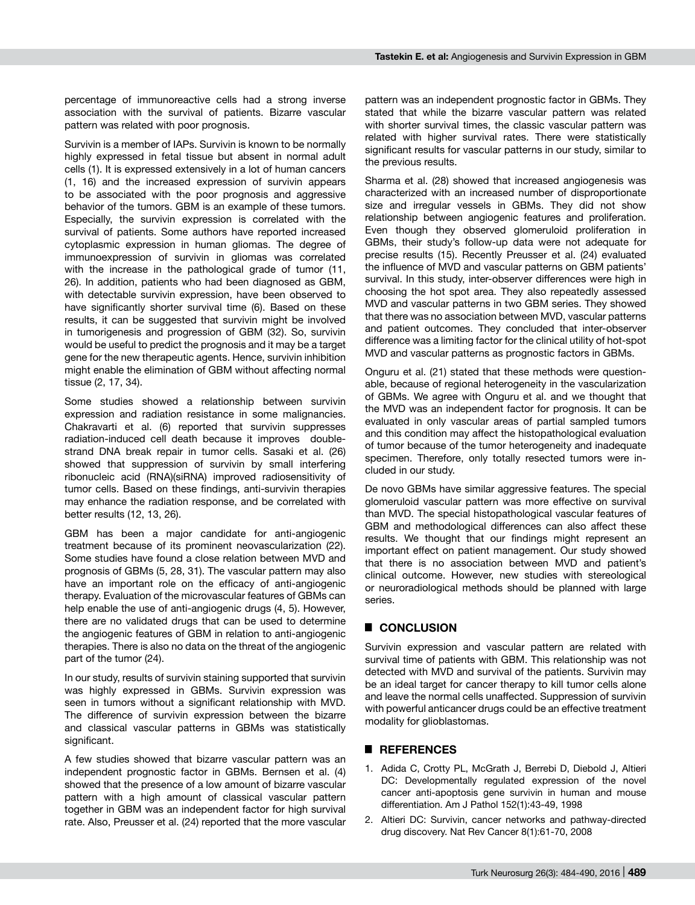percentage of immunoreactive cells had a strong inverse association with the survival of patients. Bizarre vascular pattern was related with poor prognosis.

Survivin is a member of IAPs. Survivin is known to be normally highly expressed in fetal tissue but absent in normal adult cells (1). It is expressed extensively in a lot of human cancers (1, 16) and the increased expression of survivin appears to be associated with the poor prognosis and aggressive behavior of the tumors. GBM is an example of these tumors. Especially, the survivin expression is correlated with the survival of patients. Some authors have reported increased cytoplasmic expression in human gliomas. The degree of immunoexpression of survivin in gliomas was correlated with the increase in the pathological grade of tumor (11, 26). In addition, patients who had been diagnosed as GBM, with detectable survivin expression, have been observed to have significantly shorter survival time (6). Based on these results, it can be suggested that survivin might be involved in tumorigenesis and progression of GBM (32). So, survivin would be useful to predict the prognosis and it may be a target gene for the new therapeutic agents. Hence, survivin inhibition might enable the elimination of GBM without affecting normal tissue (2, 17, 34).

Some studies showed a relationship between survivin expression and radiation resistance in some malignancies. Chakravarti et al. (6) reported that survivin suppresses radiation-induced cell death because it improves double-strand DNA break repair in tumor cells. Sasaki et al. (26) showed that suppression of survivin by small interfering ribonucleic acid (RNA)(siRNA) improved radiosensitivity of tumor cells. Based on these findings, anti-survivin therapies may enhance the radiation response, and be correlated with better results (12, 13, 26).

GBM has been a major candidate for anti-angiogenic treatment because of its prominent neovascularization (22). Some studies have found a close relation between MVD and prognosis of GBMs (5, 28, 31). The vascular pattern may also have an important role on the efficacy of anti-angiogenic therapy. Evaluation of the microvascular features of GBMs can help enable the use of anti-angiogenic drugs (4, 5). However, there are no validated drugs that can be used to determine the angiogenic features of GBM in relation to anti-angiogenic therapies. There is also no data on the threat of the angiogenic part of the tumor (24).

In our study, results of survivin staining supported that survivin was highly expressed in GBMs. Survivin expression was seen in tumors without a significant relationship with MVD. The difference of survivin expression between the bizarre and classical vascular patterns in GBMs was statistically significant.

A few studies showed that bizarre vascular pattern was an independent prognostic factor in GBMs. Bernsen et al. (4) showed that the presence of a low amount of bizarre vascular pattern with a high amount of classical vascular pattern together in GBM was an independent factor for high survival rate. Also, Preusser et al. (24) reported that the more vascular pattern was an independent prognostic factor in GBMs. They stated that while the bizarre vascular pattern was related with shorter survival times, the classic vascular pattern was related with higher survival rates. There were statistically significant results for vascular patterns in our study, similar to the previous results.

Sharma et al. (28) showed that increased angiogenesis was characterized with an increased number of disproportionate size and irregular vessels in GBMs. They did not show relationship between angiogenic features and proliferation. Even though they observed glomeruloid proliferation in GBMs, their study's follow-up data were not adequate for precise results (15). Recently Preusser et al. (24) evaluated the influence of MVD and vascular patterns on GBM patients' survival. In this study, inter-observer differences were high in choosing the hot spot area. They also repeatedly assessed MVD and vascular patterns in two GBM series. They showed that there was no association between MVD, vascular patterns and patient outcomes. They concluded that inter-observer difference was a limiting factor for the clinical utility of hot-spot MVD and vascular patterns as prognostic factors in GBMs.

Onguru et al. (21) stated that these methods were questionable, because of regional heterogeneity in the vascularization of GBMs. We agree with Onguru et al. and we thought that the MVD was an independent factor for prognosis. It can be evaluated in only vascular areas of partial sampled tumors and this condition may affect the histopathological evaluation of tumor because of the tumor heterogeneity and inadequate specimen. Therefore, only totally resected tumors were included in our study.

De novo GBMs have similar aggressive features. The special glomeruloid vascular pattern was more effective on survival than MVD. The special histopathological vascular features of GBM and methodological differences can also affect these results. We thought that our findings might represent an important effect on patient management. Our study showed that there is no association between MVD and patient's clinical outcome. However, new studies with stereological or neuroradiological methods should be planned with large series.

## CONCLUSION

Survivin expression and vascular pattern are related with survival time of patients with GBM. This relationship was not detected with MVD and survival of the patients. Survivin may be an ideal target for cancer therapy to kill tumor cells alone and leave the normal cells unaffected. Suppression of survivin with powerful anticancer drugs could be an effective treatment modality for glioblastomas.

## REFERENCES

1. Adida C, Crotty PL, McGrath J, Berrebi D, Diebold J, Altieri DC: Developmentally regulated expression of the novel cancer anti-apoptosis gene survivin in human and mouse differentiation. Am J Pathol 152(1):43-49, 1998
2. Altieri DC: Survivin, cancer networks and pathway-directed drug discovery. Nat Rev Cancer 8(1):61-70, 2008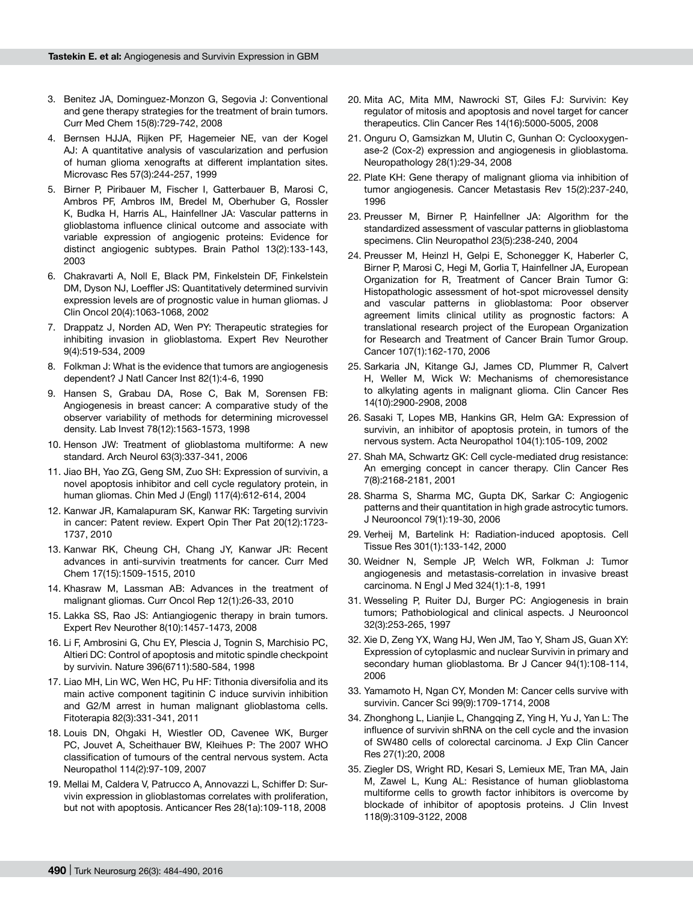3. Benitez JA, Dominguez-Monzon G, Segovia J: Conventional and gene therapy strategies for the treatment of brain tumors. Curr Med Chem 15(8):729-742, 2008

4. Bernsen HJJA, Rijken PF, Hagemeier NE, van der Kogel AJ: A quantitative analysis of vascularization and perfusion of human glioma xenografts at different implantation sites. Microvasc Res 57(3):244-257, 1999

5. Birner P, Piribauer M, Fischer I, Gatterbauer B, Marosi C, Ambros PF, Ambros IM, Bredel M, Oberhuber G, Rossler K, Budka H, Harris AL, Hainfellner JA: Vascular patterns in glioblastoma influence clinical outcome and associate with variable expression of angiogenic proteins: Evidence for distinct angiogenic subtypes. Brain Pathol 13(2):133-143, 2003

6. Chakravarti A, Noll E, Black PM, Finkelstein DF, Finkelstein DM, Dyson NJ, Loeffler JS: Quantitatively determined survivin expression levels are of prognostic value in human gliomas. J Clin Oncol 20(4):1063-1068, 2002

7. Drappatz J, Norden AD, Wen PY: Therapeutic strategies for inhibiting invasion in glioblastoma. Expert Rev Neurother 9(4):519-534, 2009

8. Folkman J: What is the evidence that tumors are angiogenesis dependent? J Natl Cancer Inst 82(1):4-6, 1990

9. Hansen S, Grabau DA, Rose C, Bak M, Sorensen FB: Angiogenesis in breast cancer: A comparative study of the observer variability of methods for determining microvessel density. Lab Invest 78(12):1563-1573, 1998

10. Henson JW: Treatment of glioblastoma multiforme: A new standard. Arch Neurol 63(3):337-341, 2006

11. Jiao BH, Yao ZG, Geng SM, Zuo SH: Expression of survivin, a novel apoptosis inhibitor and cell cycle regulatory protein, in human gliomas. Chin Med J (Engl) 117(4):612-614, 2004

12. Kanwar JR, Kamalapuram SK, Kanwar RK: Targeting survivin in cancer: Patent review. Expert Opin Ther Pat 20(12):1723-1737, 2010

13. Kanwar RK, Cheung CH, Chang JY, Kanwar JR: Recent advances in anti-survivin treatments for cancer. Curr Med Chem 17(15):1509-1515, 2010

14. Khasraw M, Lassman AB: Advances in the treatment of malignant gliomas. Curr Oncol Rep 12(1):26-33, 2010

15. Lakka SS, Rao JS: Antiangiogenic therapy in brain tumors. Expert Rev Neurother 8(10):1457-1473, 2008

16. Li F, Ambrosini G, Chu EY, Plescia J, Tognin S, Marchisio PC, Altieri DC: Control of apoptosis and mitotic spindle checkpoint by survivin. Nature 396(6711):580-584, 1998

17. Liao MH, Lin WC, Wen HC, Pu HF: Tithonia diversifolia and its main active component tagitinin C induce survivin inhibition and G2/M arrest in human malignant glioblastoma cells. Fitoterapia 82(3):331-341, 2011

18. Louis DN, Ohgaki H, Wiestler OD, Cavenee WK, Burger PC, Jouvet A, Scheithauer BW, Kleihues P: The 2007 WHO classification of tumours of the central nervous system. Acta Neuropathol 114(2):97-109, 2007

19. Mellai M, Caldera V, Patrucco A, Annovazzi L, Schiffer D: Survivin expression in glioblastomas correlates with proliferation, but not with apoptosis. Anticancer Res 28(1a):109-118, 2008

20. Mita AC, Mita MM, Nawrocki ST, Giles FJ: Survivin: Key regulator of mitosis and apoptosis and novel target for cancer therapeutics. Clin Cancer Res 14(16):5000-5005, 2008

21. Onguru O, Gamsizkan M, Ulutin C, Gunhan O: Cyclooxygenase-2 (Cox-2) expression and angiogenesis in glioblastoma. Neuropathology 28(1):29-34, 2008

22. Plate KH: Gene therapy of malignant glioma via inhibition of tumor angiogenesis. Cancer Metastasis Rev 15(2):237-240, 1996

23. Preusser M, Birner P, Hainfellner JA: Algorithm for the standardized assessment of vascular patterns in glioblastoma specimens. Clin Neuropathol 23(5):238-240, 2004

24. Preusser M, Heinzl H, Gelpi E, Schonegger K, Haberler C, Birner P, Marosi C, Hegi M, Gorlia T, Hainfellner JA, European Organization for R, Treatment of Cancer Brain Tumor G: Histopathologic assessment of hot-spot microvessel density and vascular patterns in glioblastoma: Poor observer agreement limits clinical utility as prognostic factors: A translational research project of the European Organization for Research and Treatment of Cancer Brain Tumor Group. Cancer 107(1):162-170, 2006

25. Sarkaria JN, Kitange GJ, James CD, Plummer R, Calvert H, Weller M, Wick W: Mechanisms of chemoresistance to alkylating agents in malignant glioma. Clin Cancer Res 14(10):2900-2908, 2008

26. Sasaki T, Lopes MB, Hankins GR, Helm GA: Expression of survivin, an inhibitor of apoptosis protein, in tumors of the nervous system. Acta Neuropathol 104(1):105-109, 2002

27. Shah MA, Schwartz GK: Cell cycle-mediated drug resistance: An emerging concept in cancer therapy. Clin Cancer Res 7(8):2168-2181, 2001

28. Sharma S, Sharma MC, Gupta DK, Sarkar C: Angiogenic patterns and their quantitation in high grade astrocytic tumors. J Neurooncol 79(1):19-30, 2006

29. Verheij M, Bartelink H: Radiation-induced apoptosis. Cell Tissue Res 301(1):133-142, 2000

30. Weidner N, Semple JP, Welch WR, Folkman J: Tumor angiogenesis and metastasis-correlation in invasive breast carcinoma. N Engl J Med 324(1):1-8, 1991

31. Wesseling P, Ruiter DJ, Burger PC: Angiogenesis in brain tumors; Pathobiological and clinical aspects. J Neurooncol 32(3):253-265, 1997

32. Xie D, Zeng YX, Wang HJ, Wen JM, Tao Y, Sham JS, Guan XY: Expression of cytoplasmic and nuclear Survivin in primary and secondary human glioblastoma. Br J Cancer 94(1):108-114, 2006

33. Yamamoto H, Ngan CY, Monden M: Cancer cells survive with survivin. Cancer Sci 99(9):1709-1714, 2008

34. Zhonghong L, Lianjie L, Changqing Z, Ying H, Yu J, Yan L: The influence of survivin shRNA on the cell cycle and the invasion of SW480 cells of colorectal carcinoma. J Exp Clin Cancer Res 27(1):20, 2008

35. Ziegler DS, Wright RD, Kesari S, Lemieux ME, Tran MA, Jain M, Zawel L, Kung AL: Resistance of human glioblastoma multiforme cells to growth factor inhibitors is overcome by blockade of inhibitor of apoptosis proteins. J Clin Invest 118(9):3109-3122, 2008